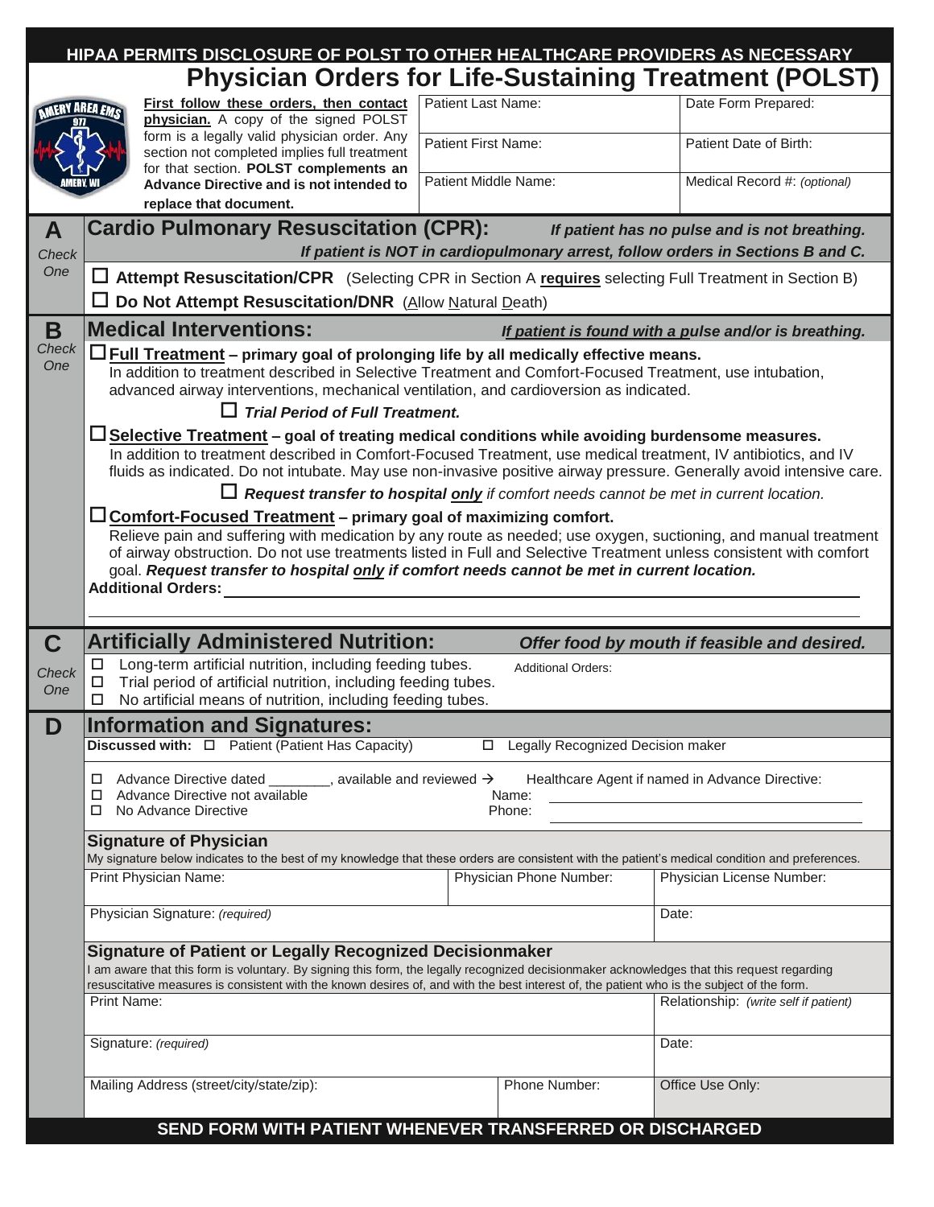**HIPAA PERMITS DISCLOSURE OF POLST TO OTHER HEALTHCARE PROVIDERS AS NECESSARY**

# Physician Orders for Life-Sustaining Treatment (POLST)

**First follow these orders, then contact physician.** A copy of the signed POLST form is a legally valid physician order. Any section not completed implies full treatment for that section. **POLST complements an Advance Directive and is not intended to replace that document.**

| Patient Last Name: | Date Form Prepared: |
|---|---|
| Patient First Name: | Patient Date of Birth: |
| Patient Middle Name: | Medical Record #: *(optional)* |

## A — Cardio Pulmonary Resuscitation (CPR): *Check One*

***If patient has no pulse and is not breathing.***
***If patient is NOT in cardiopulmonary arrest, follow orders in Sections B and C.***

☐ **Attempt Resuscitation/CPR** (Selecting CPR in Section A **requires** selecting Full Treatment in Section B)

☐ **Do Not Attempt Resuscitation/DNR** (Allow Natural Death)

## B — Medical Interventions: *Check One*

***If patient is found with a pulse and/or is breathing.***

☐ **Full Treatment – primary goal of prolonging life by all medically effective means.**
In addition to treatment described in Selective Treatment and Comfort-Focused Treatment, use intubation, advanced airway interventions, mechanical ventilation, and cardioversion as indicated.

☐ ***Trial Period of Full Treatment.***

☐ **Selective Treatment – goal of treating medical conditions while avoiding burdensome measures.**
In addition to treatment described in Comfort-Focused Treatment, use medical treatment, IV antibiotics, and IV fluids as indicated. Do not intubate. May use non-invasive positive airway pressure. Generally avoid intensive care.

☐ ***Request transfer to hospital only** if comfort needs cannot be met in current location.*

☐ **Comfort-Focused Treatment – primary goal of maximizing comfort.**
Relieve pain and suffering with medication by any route as needed; use oxygen, suctioning, and manual treatment of airway obstruction. Do not use treatments listed in Full and Selective Treatment unless consistent with comfort goal. ***Request transfer to hospital only if comfort needs cannot be met in current location.***

**Additional Orders:** ____________________________________________

## C — Artificially Administered Nutrition: *Check One*

***Offer food by mouth if feasible and desired.***

☐ Long-term artificial nutrition, including feeding tubes.
☐ Trial period of artificial nutrition, including feeding tubes.
☐ No artificial means of nutrition, including feeding tubes.

Additional Orders:

## D — Information and Signatures:

**Discussed with:** ☐ Patient (Patient Has Capacity) ☐ Legally Recognized Decision maker

☐ Advance Directive dated ________, available and reviewed → Healthcare Agent if named in Advance Directive:
☐ Advance Directive not available — Name: ____________________
☐ No Advance Directive — Phone: ____________________

### Signature of Physician

My signature below indicates to the best of my knowledge that these orders are consistent with the patient's medical condition and preferences.

| Print Physician Name: | Physician Phone Number: | Physician License Number: |
|---|---|---|
| Physician Signature: *(required)* | | Date: |

### Signature of Patient or Legally Recognized Decisionmaker

I am aware that this form is voluntary. By signing this form, the legally recognized decisionmaker acknowledges that this request regarding resuscitative measures is consistent with the known desires of, and with the best interest of, the patient who is the subject of the form.

| Print Name: | | Relationship: *(write self if patient)* |
|---|---|---|
| Signature: *(required)* | | Date: |
| Mailing Address (street/city/state/zip): | Phone Number: | Office Use Only: |

**SEND FORM WITH PATIENT WHENEVER TRANSFERRED OR DISCHARGED**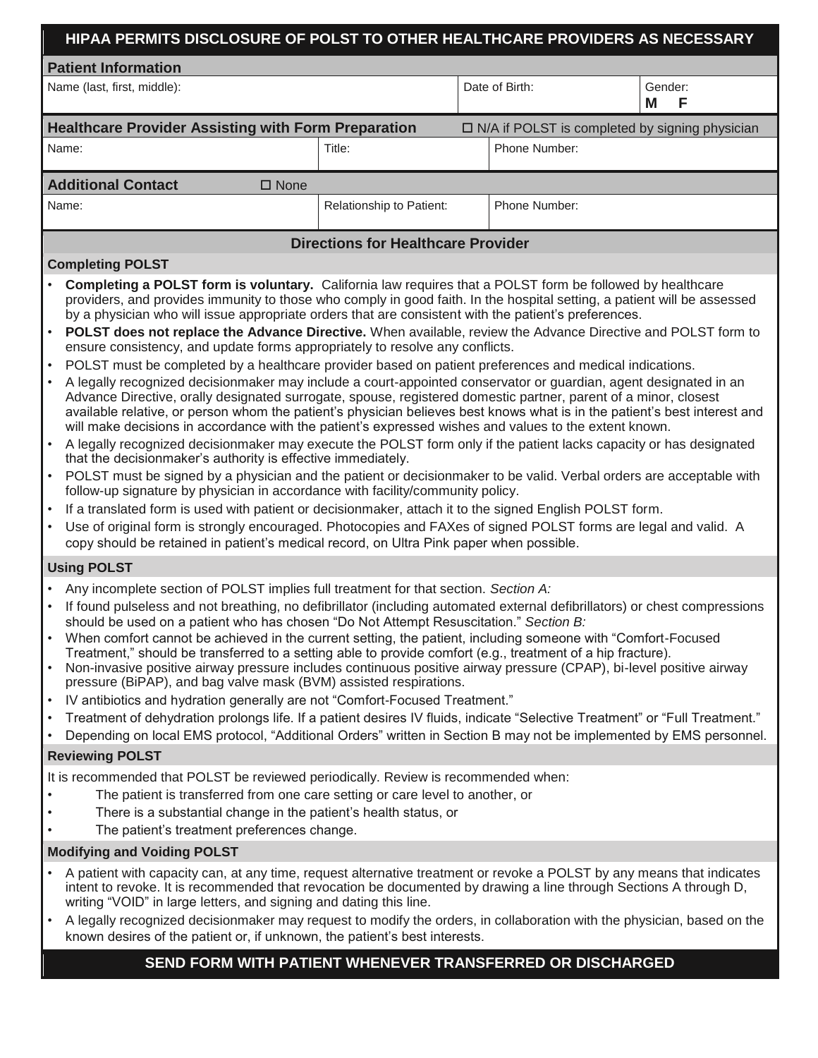**HIPAA PERMITS DISCLOSURE OF POLST TO OTHER HEALTHCARE PROVIDERS AS NECESSARY**

## Patient Information

| Name (last, first, middle): | Date of Birth: | Gender: M F |
| --- | --- | --- |
| | | |

## Healthcare Provider Assisting with Form Preparation

☐ N/A if POLST is completed by signing physician

| Name: | Title: | Phone Number: |
| --- | --- | --- |
| | | |

## Additional Contact

☐ None

| Name: | Relationship to Patient: | Phone Number: |
| --- | --- | --- |
| | | |

## Directions for Healthcare Provider

### Completing POLST

- **Completing a POLST form is voluntary.** California law requires that a POLST form be followed by healthcare providers, and provides immunity to those who comply in good faith. In the hospital setting, a patient will be assessed by a physician who will issue appropriate orders that are consistent with the patient's preferences.
- **POLST does not replace the Advance Directive.** When available, review the Advance Directive and POLST form to ensure consistency, and update forms appropriately to resolve any conflicts.
- POLST must be completed by a healthcare provider based on patient preferences and medical indications.
- A legally recognized decisionmaker may include a court-appointed conservator or guardian, agent designated in an Advance Directive, orally designated surrogate, spouse, registered domestic partner, parent of a minor, closest available relative, or person whom the patient's physician believes best knows what is in the patient's best interest and will make decisions in accordance with the patient's expressed wishes and values to the extent known.
- A legally recognized decisionmaker may execute the POLST form only if the patient lacks capacity or has designated that the decisionmaker's authority is effective immediately.
- POLST must be signed by a physician and the patient or decisionmaker to be valid. Verbal orders are acceptable with follow-up signature by physician in accordance with facility/community policy.
- If a translated form is used with patient or decisionmaker, attach it to the signed English POLST form.
- Use of original form is strongly encouraged. Photocopies and FAXes of signed POLST forms are legal and valid. A copy should be retained in patient's medical record, on Ultra Pink paper when possible.

### Using POLST

- Any incomplete section of POLST implies full treatment for that section. *Section A:*
- If found pulseless and not breathing, no defibrillator (including automated external defibrillators) or chest compressions should be used on a patient who has chosen "Do Not Attempt Resuscitation." *Section B:*
- When comfort cannot be achieved in the current setting, the patient, including someone with "Comfort-Focused Treatment," should be transferred to a setting able to provide comfort (e.g., treatment of a hip fracture).
- Non-invasive positive airway pressure includes continuous positive airway pressure (CPAP), bi-level positive airway pressure (BiPAP), and bag valve mask (BVM) assisted respirations.
- IV antibiotics and hydration generally are not "Comfort-Focused Treatment."
- Treatment of dehydration prolongs life. If a patient desires IV fluids, indicate "Selective Treatment" or "Full Treatment."
- Depending on local EMS protocol, "Additional Orders" written in Section B may not be implemented by EMS personnel.

### Reviewing POLST

It is recommended that POLST be reviewed periodically. Review is recommended when:

- The patient is transferred from one care setting or care level to another, or
- There is a substantial change in the patient's health status, or
- The patient's treatment preferences change.

### Modifying and Voiding POLST

- A patient with capacity can, at any time, request alternative treatment or revoke a POLST by any means that indicates intent to revoke. It is recommended that revocation be documented by drawing a line through Sections A through D, writing "VOID" in large letters, and signing and dating this line.
- A legally recognized decisionmaker may request to modify the orders, in collaboration with the physician, based on the known desires of the patient or, if unknown, the patient's best interests.

**SEND FORM WITH PATIENT WHENEVER TRANSFERRED OR DISCHARGED**